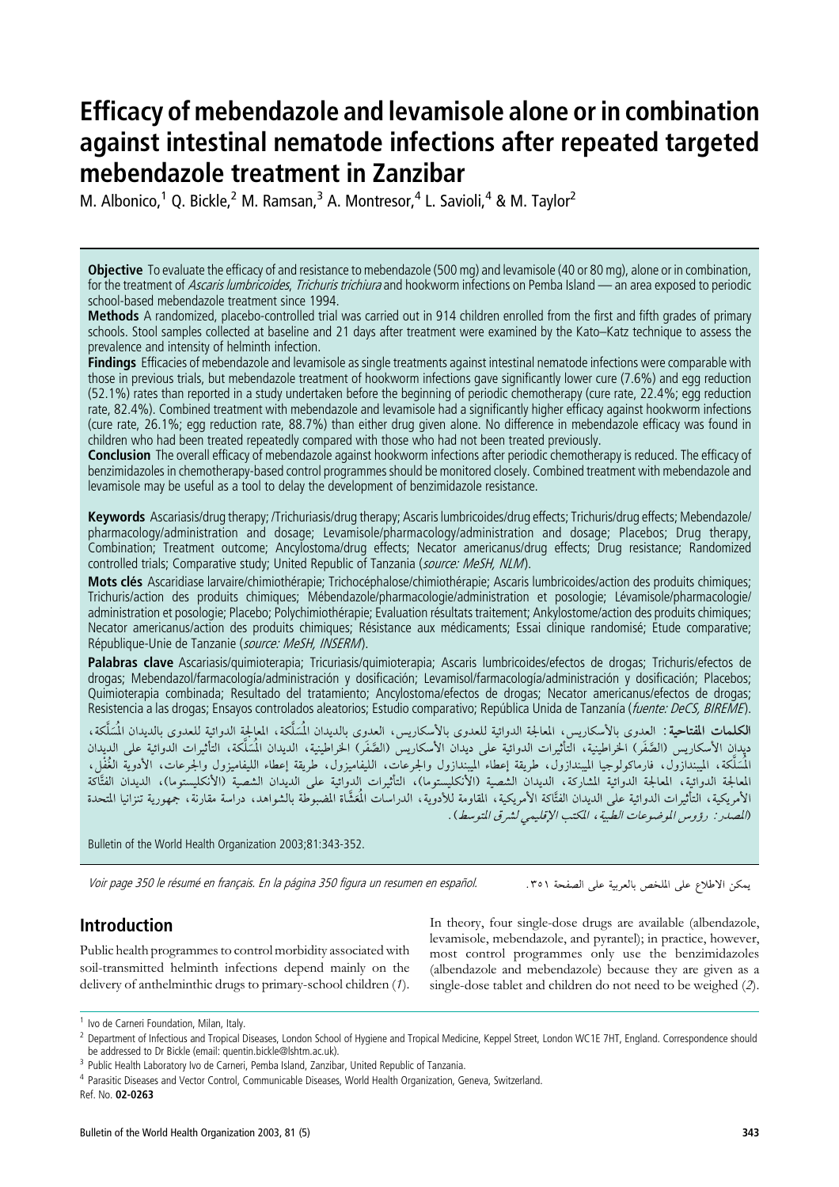# Efficacy of mebendazole and levamisole alone or in combination against intestinal nematode infections after repeated targeted mebendazole treatment in Zanzibar

M. Albonico,[1] Q. Bickle,[2] M. Ramsan,[3] A. Montresor,[4] L. Savioli,[4] & M. Taylor[2]

**Objective** To evaluate the efficacy of and resistance to mebendazole (500 mg) and levamisole (40 or 80 mg), alone or in combination, for the treatment of *Ascaris lumbricoides*, *Trichuris trichiura* and hookworm infections on Pemba Island — an area exposed to periodic school-based mebendazole treatment since 1994.

**Methods** A randomized, placebo-controlled trial was carried out in 914 children enrolled from the first and fifth grades of primary schools. Stool samples collected at baseline and 21 days after treatment were examined by the Kato–Katz technique to assess the prevalence and intensity of helminth infection.

**Findings** Efficacies of mebendazole and levamisole as single treatments against intestinal nematode infections were comparable with those in previous trials, but mebendazole treatment of hookworm infections gave significantly lower cure (7.6%) and egg reduction (52.1%) rates than reported in a study undertaken before the beginning of periodic chemotherapy (cure rate, 22.4%; egg reduction rate, 82.4%). Combined treatment with mebendazole and levamisole had a significantly higher efficacy against hookworm infections (cure rate, 26.1%; egg reduction rate, 88.7%) than either drug given alone. No difference in mebendazole efficacy was found in children who had been treated repeatedly compared with those who had not been treated previously.

**Conclusion** The overall efficacy of mebendazole against hookworm infections after periodic chemotherapy is reduced. The efficacy of benzimidazoles in chemotherapy-based control programmes should be monitored closely. Combined treatment with mebendazole and levamisole may be useful as a tool to delay the development of benzimidazole resistance.

**Keywords** Ascariasis/drug therapy; /Trichuriasis/drug therapy; Ascaris lumbricoides/drug effects; Trichuris/drug effects; Mebendazole/pharmacology/administration and dosage; Levamisole/pharmacology/administration and dosage; Placebos; Drug therapy, Combination; Treatment outcome; Ancylostoma/drug effects; Necator americanus/drug effects; Drug resistance; Randomized controlled trials; Comparative study; United Republic of Tanzania (*source: MeSH, NLM*).

**Mots clés** Ascaridiase larvaire/chimiothérapie; Trichocéphalose/chimiothérapie; Ascaris lumbricoides/action des produits chimiques; Trichuris/action des produits chimiques; Mébendazole/pharmacologie/administration et posologie; Lévamisole/pharmacologie/administration et posologie; Placebo; Polychimiothérapie; Evaluation résultats traitement; Ankylostome/action des produits chimiques; Necator americanus/action des produits chimiques; Résistance aux médicaments; Essai clinique randomisé; Etude comparative; République-Unie de Tanzanie (*source: MeSH, INSERM*).

**Palabras clave** Ascariasis/quimioterapia; Tricuriasis/quimioterapia; Ascaris lumbricoides/efectos de drogas; Trichuris/efectos de drogas; Mebendazol/farmacología/administración y dosificación; Levamisol/farmacología/administración y dosificación; Placebos; Quimioterapia combinada; Resultado del tratamiento; Ancylostoma/efectos de drogas; Necator americanus/efectos de drogas; Resistencia a las drogas; Ensayos controlados aleatorios; Estudio comparativo; República Unida de Tanzanía (*fuente: DeCS, BIREME*).

**الكلمات المفتاحية:** العدوى بالأسكاريس، المعالجة الدوائية للعدوى بالأسكاريس، العدوى بالديدان المُسَلَّكة، المعالجة الدوائية للعدوى بالديدان المُسَلَّكة، ديدان الأسكاريس (الصَّفَر) الخراطينية، التأثيرات الدوائية على ديدان الأسكاريس (الصَّفَر) الخراطينية، الديدان المُسَلَّكة، التأثيرات الدوائية على الديدان المُسَلَّكة، الميبندازول، فارماكولوجيا الميبندازول، طريقة إعطاء الميبندازول والجرعات، الليفاميزول، طريقة إعطاء الليفاميزول والجرعات، الأدوية الغُفْل، المعالجة الدوائية، المعالجة الدوائية المشاركة، الديدان الشصية (الأنكلستوما)، التأثيرات الدوائية على الديدان الشصية (الأنكلستوما)، الديدان الفتَّاكة الأمريكية، التأثيرات الدوائية على الديدان الفتَّاكة الأمريكية، المقاومة للأدوية، الدراسات المُعَشَّاة المضبوطة بالشواهد، دراسة مقارنة، جمهورية تنزانيا المتحدة (*المصدر: رؤوس الموضوعات الطبية، المكتب الإقليمي لشرق المتوسط*).

Bulletin of the World Health Organization 2003;81:343-352.

*Voir page 350 le résumé en français. En la página 350 figura un resumen en español.*

يمكن الاطلاع على الملخص بالعربية على الصفحة ٣٥١.

## Introduction

Public health programmes to control morbidity associated with soil-transmitted helminth infections depend mainly on the delivery of anthelminthic drugs to primary-school children (*1*). In theory, four single-dose drugs are available (albendazole, levamisole, mebendazole, and pyrantel); in practice, however, most control programmes only use the benzimidazoles (albendazole and mebendazole) because they are given as a single-dose tablet and children do not need to be weighed (*2*).

[1] Ivo de Carneri Foundation, Milan, Italy.

[2] Department of Infectious and Tropical Diseases, London School of Hygiene and Tropical Medicine, Keppel Street, London WC1E 7HT, England. Correspondence should be addressed to Dr Bickle (email: quentin.bickle@lshtm.ac.uk).

[3] Public Health Laboratory Ivo de Carneri, Pemba Island, Zanzibar, United Republic of Tanzania.

[4] Parasitic Diseases and Vector Control, Communicable Diseases, World Health Organization, Geneva, Switzerland.

Ref. No. **02-0263**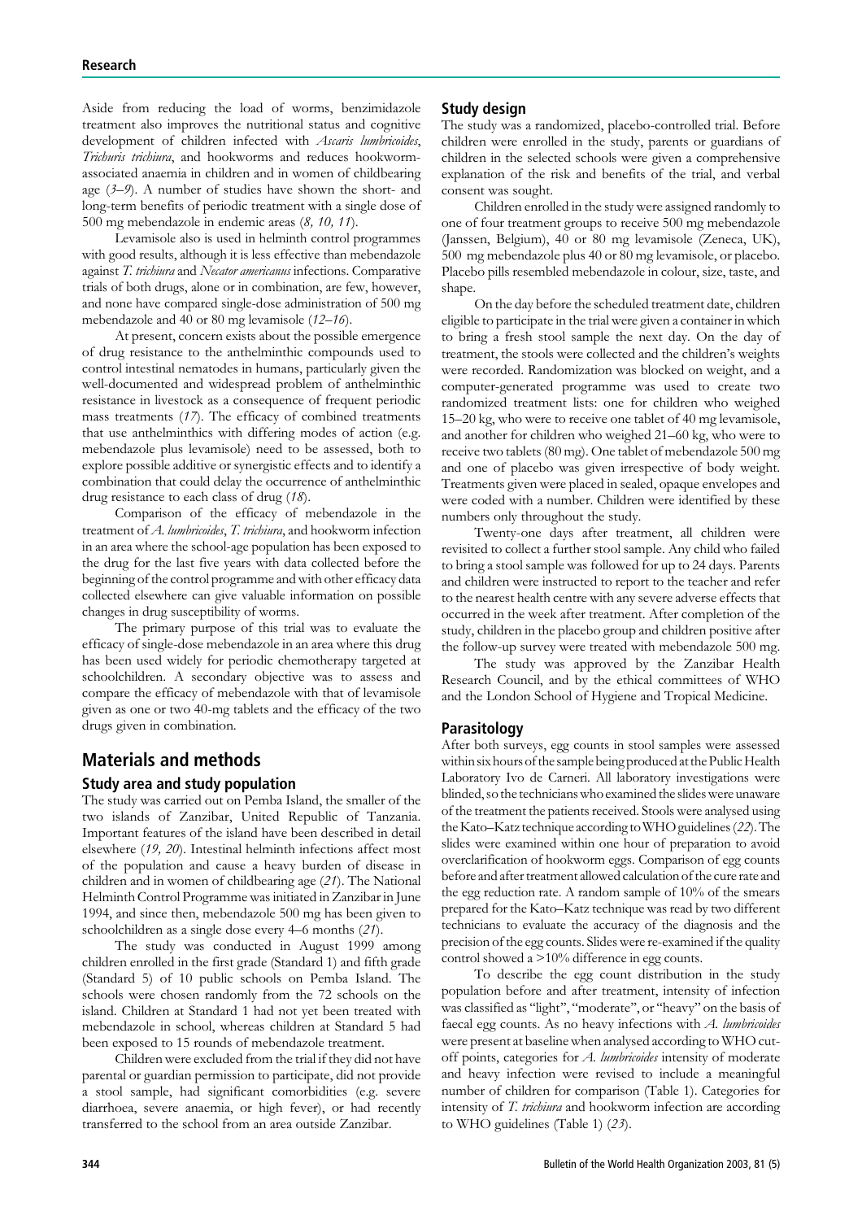Aside from reducing the load of worms, benzimidazole treatment also improves the nutritional status and cognitive development of children infected with *Ascaris lumbricoides*, *Trichuris trichiura*, and hookworms and reduces hookworm-associated anaemia in children and in women of childbearing age (*3–9*). A number of studies have shown the short- and long-term benefits of periodic treatment with a single dose of 500 mg mebendazole in endemic areas (*8, 10, 11*).

Levamisole also is used in helminth control programmes with good results, although it is less effective than mebendazole against *T. trichiura* and *Necator americanus* infections. Comparative trials of both drugs, alone or in combination, are few, however, and none have compared single-dose administration of 500 mg mebendazole and 40 or 80 mg levamisole (*12–16*).

At present, concern exists about the possible emergence of drug resistance to the anthelminthic compounds used to control intestinal nematodes in humans, particularly given the well-documented and widespread problem of anthelminthic resistance in livestock as a consequence of frequent periodic mass treatments (*17*). The efficacy of combined treatments that use anthelminthics with differing modes of action (e.g. mebendazole plus levamisole) need to be assessed, both to explore possible additive or synergistic effects and to identify a combination that could delay the occurrence of anthelminthic drug resistance to each class of drug (*18*).

Comparison of the efficacy of mebendazole in the treatment of *A. lumbricoides*, *T. trichiura*, and hookworm infection in an area where the school-age population has been exposed to the drug for the last five years with data collected before the beginning of the control programme and with other efficacy data collected elsewhere can give valuable information on possible changes in drug susceptibility of worms.

The primary purpose of this trial was to evaluate the efficacy of single-dose mebendazole in an area where this drug has been used widely for periodic chemotherapy targeted at schoolchildren. A secondary objective was to assess and compare the efficacy of mebendazole with that of levamisole given as one or two 40-mg tablets and the efficacy of the two drugs given in combination.

## Materials and methods

### Study area and study population

The study was carried out on Pemba Island, the smaller of the two islands of Zanzibar, United Republic of Tanzania. Important features of the island have been described in detail elsewhere (*19, 20*). Intestinal helminth infections affect most of the population and cause a heavy burden of disease in children and in women of childbearing age (*21*). The National Helminth Control Programme was initiated in Zanzibar in June 1994, and since then, mebendazole 500 mg has been given to schoolchildren as a single dose every 4–6 months (*21*).

The study was conducted in August 1999 among children enrolled in the first grade (Standard 1) and fifth grade (Standard 5) of 10 public schools on Pemba Island. The schools were chosen randomly from the 72 schools on the island. Children at Standard 1 had not yet been treated with mebendazole in school, whereas children at Standard 5 had been exposed to 15 rounds of mebendazole treatment.

Children were excluded from the trial if they did not have parental or guardian permission to participate, did not provide a stool sample, had significant comorbidities (e.g. severe diarrhoea, severe anaemia, or high fever), or had recently transferred to the school from an area outside Zanzibar.

### Study design

The study was a randomized, placebo-controlled trial. Before children were enrolled in the study, parents or guardians of children in the selected schools were given a comprehensive explanation of the risk and benefits of the trial, and verbal consent was sought.

Children enrolled in the study were assigned randomly to one of four treatment groups to receive 500 mg mebendazole (Janssen, Belgium), 40 or 80 mg levamisole (Zeneca, UK), 500 mg mebendazole plus 40 or 80 mg levamisole, or placebo. Placebo pills resembled mebendazole in colour, size, taste, and shape.

On the day before the scheduled treatment date, children eligible to participate in the trial were given a container in which to bring a fresh stool sample the next day. On the day of treatment, the stools were collected and the children's weights were recorded. Randomization was blocked on weight, and a computer-generated programme was used to create two randomized treatment lists: one for children who weighed 15–20 kg, who were to receive one tablet of 40 mg levamisole, and another for children who weighed 21–60 kg, who were to receive two tablets (80 mg). One tablet of mebendazole 500 mg and one of placebo was given irrespective of body weight. Treatments given were placed in sealed, opaque envelopes and were coded with a number. Children were identified by these numbers only throughout the study.

Twenty-one days after treatment, all children were revisited to collect a further stool sample. Any child who failed to bring a stool sample was followed for up to 24 days. Parents and children were instructed to report to the teacher and refer to the nearest health centre with any severe adverse effects that occurred in the week after treatment. After completion of the study, children in the placebo group and children positive after the follow-up survey were treated with mebendazole 500 mg.

The study was approved by the Zanzibar Health Research Council, and by the ethical committees of WHO and the London School of Hygiene and Tropical Medicine.

### Parasitology

After both surveys, egg counts in stool samples were assessed within six hours of the sample being produced at the Public Health Laboratory Ivo de Carneri. All laboratory investigations were blinded, so the technicians who examined the slides were unaware of the treatment the patients received. Stools were analysed using the Kato–Katz technique according to WHO guidelines (*22*). The slides were examined within one hour of preparation to avoid overclarification of hookworm eggs. Comparison of egg counts before and after treatment allowed calculation of the cure rate and the egg reduction rate. A random sample of 10% of the smears prepared for the Kato–Katz technique was read by two different technicians to evaluate the accuracy of the diagnosis and the precision of the egg counts. Slides were re-examined if the quality control showed a >10% difference in egg counts.

To describe the egg count distribution in the study population before and after treatment, intensity of infection was classified as "light", "moderate", or "heavy" on the basis of faecal egg counts. As no heavy infections with *A. lumbricoides* were present at baseline when analysed according to WHO cut-off points, categories for *A. lumbricoides* intensity of moderate and heavy infection were revised to include a meaningful number of children for comparison (Table 1). Categories for intensity of *T. trichiura* and hookworm infection are according to WHO guidelines (Table 1) (*23*).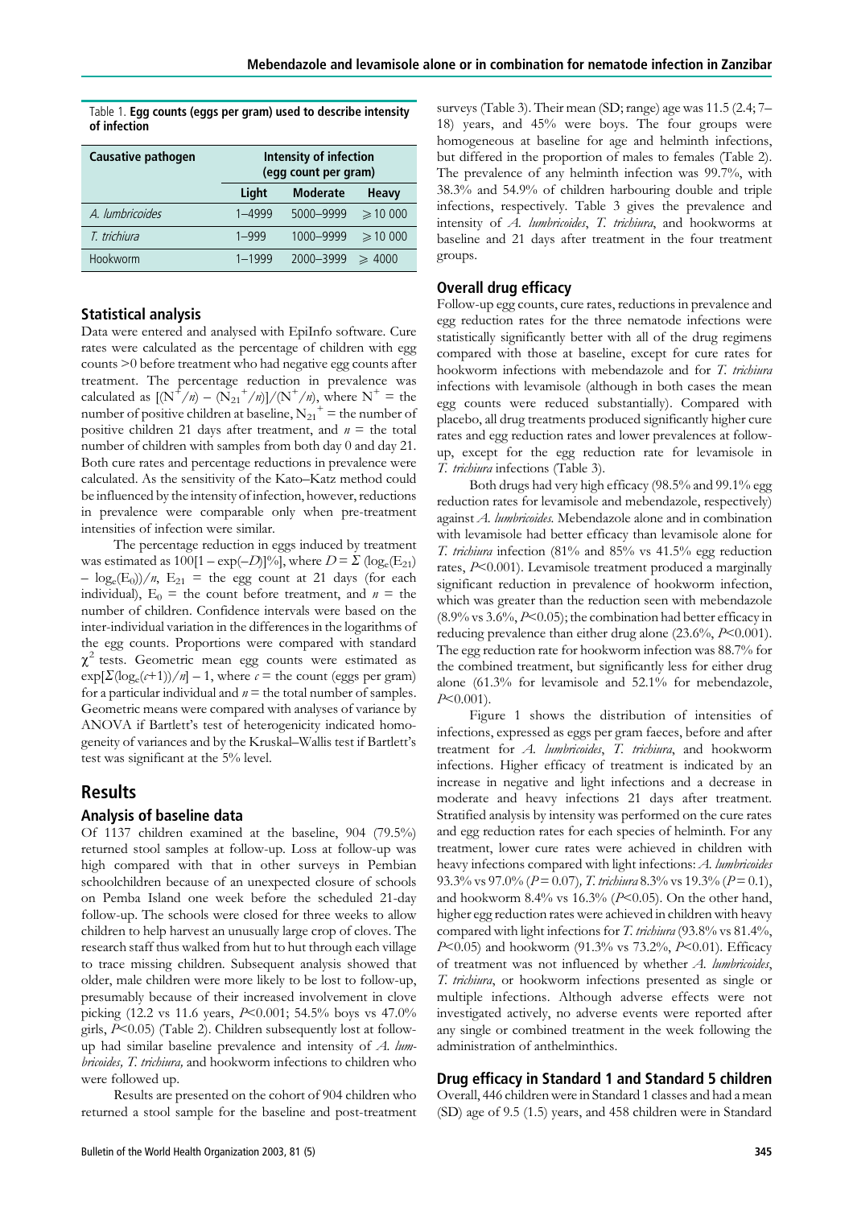Table 1. **Egg counts (eggs per gram) used to describe intensity of infection**

| Causative pathogen | Intensity of infection (egg count per gram) | | |
|---|---|---|---|
| | Light | Moderate | Heavy |
| *A. lumbricoides* | 1–4999 | 5000–9999 | ⩾10 000 |
| *T. trichiura* | 1–999 | 1000–9999 | ⩾10 000 |
| Hookworm | 1–1999 | 2000–3999 | ⩾ 4000 |

### Statistical analysis

Data were entered and analysed with EpiInfo software. Cure rates were calculated as the percentage of children with egg counts >0 before treatment who had negative egg counts after treatment. The percentage reduction in prevalence was calculated as $[(N^+/n) - (N_{21}^+/n)]/(N^+/n)$, where $N^+$ = the number of positive children at baseline, $N_{21}^+$ = the number of positive children 21 days after treatment, and $n$ = the total number of children with samples from both day 0 and day 21. Both cure rates and percentage reductions in prevalence were calculated. As the sensitivity of the Kato–Katz method could be influenced by the intensity of infection, however, reductions in prevalence were comparable only when pre-treatment intensities of infection were similar.

The percentage reduction in eggs induced by treatment was estimated as $100[1 - \exp(-D)]\%$, where $D = \Sigma\,(\log_e(E_{21}) - \log_e(E_0))/n$, $E_{21}$ = the egg count at 21 days (for each individual), $E_0$ = the count before treatment, and $n$ = the number of children. Confidence intervals were based on the inter-individual variation in the differences in the logarithms of the egg counts. Proportions were compared with standard $\chi^2$ tests. Geometric mean egg counts were estimated as $\exp[\Sigma(\log_e(c+1))/n] - 1$, where $c$ = the count (eggs per gram) for a particular individual and $n$ = the total number of samples. Geometric means were compared with analyses of variance by ANOVA if Bartlett's test of heterogeneity indicated homogeneity of variances and by the Kruskal–Wallis test if Bartlett's test was significant at the 5% level.

## Results

### Analysis of baseline data

Of 1137 children examined at the baseline, 904 (79.5%) returned stool samples at follow-up. Loss at follow-up was high compared with that in other surveys in Pembian schoolchildren because of an unexpected closure of schools on Pemba Island one week before the scheduled 21-day follow-up. The schools were closed for three weeks to allow children to help harvest an unusually large crop of cloves. The research staff thus walked from hut to hut through each village to trace missing children. Subsequent analysis showed that older, male children were more likely to be lost to follow-up, presumably because of their increased involvement in clove picking (12.2 vs 11.6 years, $P<0.001$; 54.5% boys vs 47.0% girls, $P<0.05$) (Table 2). Children subsequently lost at follow-up had similar baseline prevalence and intensity of *A. lumbricoides, T. trichiura,* and hookworm infections to children who were followed up.

Results are presented on the cohort of 904 children who returned a stool sample for the baseline and post-treatment surveys (Table 3). Their mean (SD; range) age was 11.5 (2.4; 7–18) years, and 45% were boys. The four groups were homogeneous at baseline for age and helminth infections, but differed in the proportion of males to females (Table 2). The prevalence of any helminth infection was 99.7%, with 38.3% and 54.9% of children harbouring double and triple infections, respectively. Table 3 gives the prevalence and intensity of *A. lumbricoides*, *T. trichiura*, and hookworms at baseline and 21 days after treatment in the four treatment groups.

### Overall drug efficacy

Follow-up egg counts, cure rates, reductions in prevalence and egg reduction rates for the three nematode infections were statistically significantly better with all of the drug regimens compared with those at baseline, except for cure rates for hookworm infections with mebendazole and for *T. trichiura* infections with levamisole (although in both cases the mean egg counts were reduced substantially). Compared with placebo, all drug treatments produced significantly higher cure rates and egg reduction rates and lower prevalences at follow-up, except for the egg reduction rate for levamisole in *T. trichiura* infections (Table 3).

Both drugs had very high efficacy (98.5% and 99.1% egg reduction rates for levamisole and mebendazole, respectively) against *A. lumbricoides.* Mebendazole alone and in combination with levamisole had better efficacy than levamisole alone for *T. trichiura* infection (81% and 85% vs 41.5% egg reduction rates, $P<0.001$). Levamisole treatment produced a marginally significant reduction in prevalence of hookworm infection, which was greater than the reduction seen with mebendazole (8.9% vs 3.6%, $P<0.05$); the combination had better efficacy in reducing prevalence than either drug alone (23.6%, $P<0.001$). The egg reduction rate for hookworm infection was 88.7% for the combined treatment, but significantly less for either drug alone (61.3% for levamisole and 52.1% for mebendazole, $P<0.001$).

Figure 1 shows the distribution of intensities of infections, expressed as eggs per gram faeces, before and after treatment for *A. lumbricoides*, *T. trichiura*, and hookworm infections. Higher efficacy of treatment is indicated by an increase in negative and light infections and a decrease in moderate and heavy infections 21 days after treatment. Stratified analysis by intensity was performed on the cure rates and egg reduction rates for each species of helminth. For any treatment, lower cure rates were achieved in children with heavy infections compared with light infections: *A. lumbricoides* 93.3% vs 97.0% ($P=0.07$), *T. trichiura* 8.3% vs 19.3% ($P=0.1$), and hookworm 8.4% vs 16.3% ($P<0.05$). On the other hand, higher egg reduction rates were achieved in children with heavy compared with light infections for *T. trichiura* (93.8% vs 81.4%, $P<0.05$) and hookworm (91.3% vs 73.2%, $P<0.01$). Efficacy of treatment was not influenced by whether *A. lumbricoides*, *T. trichiura*, or hookworm infections presented as single or multiple infections. Although adverse effects were not investigated actively, no adverse events were reported after any single or combined treatment in the week following the administration of anthelminthics.

### Drug efficacy in Standard 1 and Standard 5 children

Overall, 446 children were in Standard 1 classes and had a mean (SD) age of 9.5 (1.5) years, and 458 children were in Standard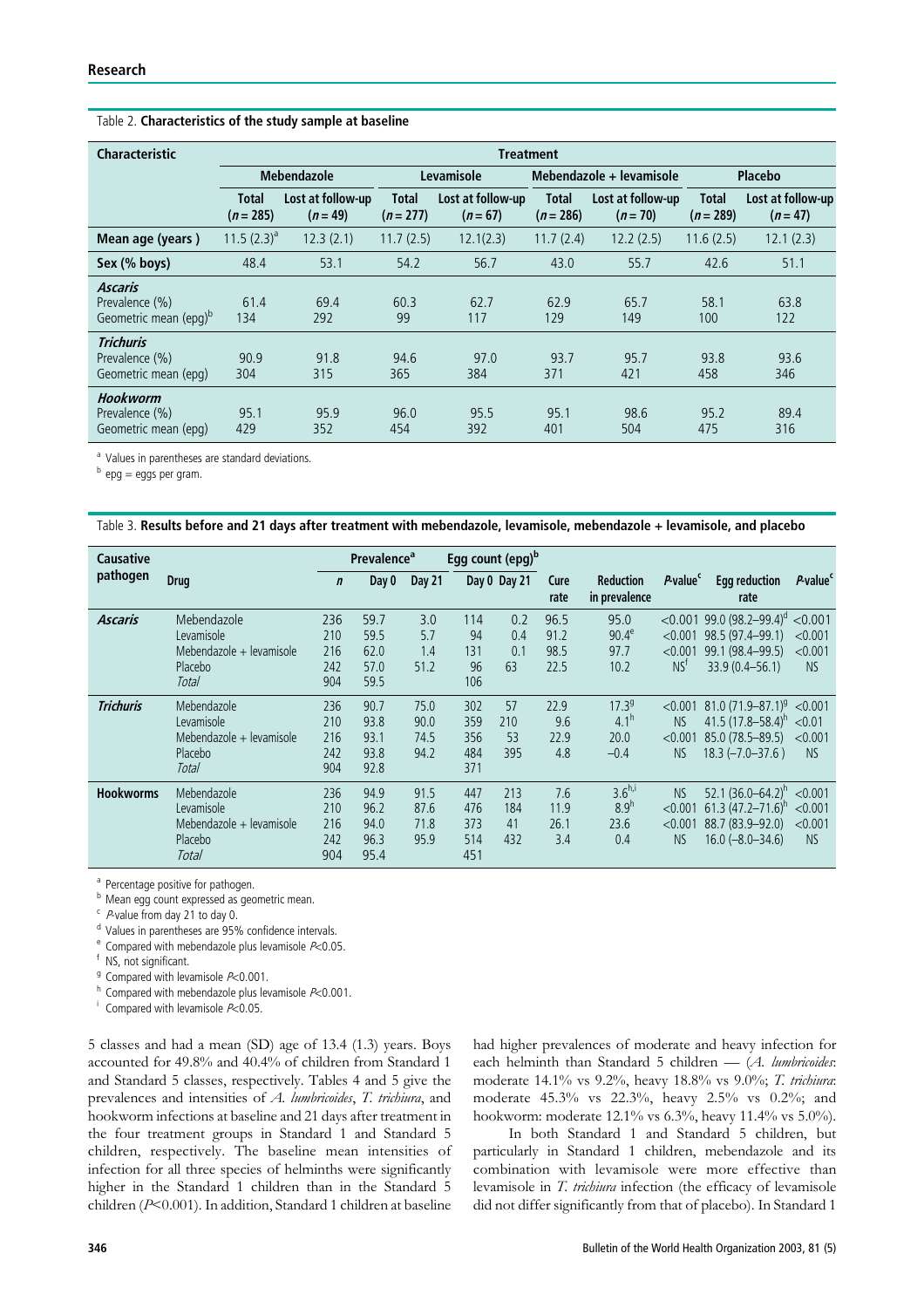Table 2. **Characteristics of the study sample at baseline**

| Characteristic | Treatment | | | | | | | |
|---|---|---|---|---|---|---|---|---|
| | Mebendazole | | Levamisole | | Mebendazole + levamisole | | Placebo | |
| | Total (*n* = 285) | Lost at follow-up (*n* = 49) | Total (*n* = 277) | Lost at follow-up (*n* = 67) | Total (*n* = 286) | Lost at follow-up (*n* = 70) | Total (*n* = 289) | Lost at follow-up (*n* = 47) |
| **Mean age (years )** | 11.5 (2.3)[a] | 12.3 (2.1) | 11.7 (2.5) | 12.1(2.3) | 11.7 (2.4) | 12.2 (2.5) | 11.6 (2.5) | 12.1 (2.3) |
| **Sex (% boys)** | 48.4 | 53.1 | 54.2 | 56.7 | 43.0 | 55.7 | 42.6 | 51.1 |
| ***Ascaris*** | | | | | | | | |
| Prevalence (%) | 61.4 | 69.4 | 60.3 | 62.7 | 62.9 | 65.7 | 58.1 | 63.8 |
| Geometric mean (epg)[b] | 134 | 292 | 99 | 117 | 129 | 149 | 100 | 122 |
| ***Trichuris*** | | | | | | | | |
| Prevalence (%) | 90.9 | 91.8 | 94.6 | 97.0 | 93.7 | 95.7 | 93.8 | 93.6 |
| Geometric mean (epg) | 304 | 315 | 365 | 384 | 371 | 421 | 458 | 346 |
| ***Hookworm*** | | | | | | | | |
| Prevalence (%) | 95.1 | 95.9 | 96.0 | 95.5 | 95.1 | 98.6 | 95.2 | 89.4 |
| Geometric mean (epg) | 429 | 352 | 454 | 392 | 401 | 504 | 475 | 316 |

[a] Values in parentheses are standard deviations.
[b] epg = eggs per gram.

Table 3. **Results before and 21 days after treatment with mebendazole, levamisole, mebendazole + levamisole, and placebo**

| Causative pathogen | Drug | *n* | Prevalence[a] Day 0 | Prevalence[a] Day 21 | Egg count (epg)[b] Day 0 | Egg count (epg)[b] Day 21 | Cure rate | Reduction in prevalence | *P*-value[c] | Egg reduction rate | *P*-value[c] |
|---|---|---|---|---|---|---|---|---|---|---|---|
| ***Ascaris*** | Mebendazole | 236 | 59.7 | 3.0 | 114 | 0.2 | 96.5 | 95.0 | <0.001 | 99.0 (98.2–99.4)[d] | <0.001 |
| | Levamisole | 210 | 59.5 | 5.7 | 94 | 0.4 | 91.2 | 90.4[e] | <0.001 | 98.5 (97.4–99.1) | <0.001 |
| | Mebendazole + levamisole | 216 | 62.0 | 1.4 | 131 | 0.1 | 98.5 | 97.7 | <0.001 | 99.1 (98.4–99.5) | <0.001 |
| | Placebo | 242 | 57.0 | 51.2 | 96 | 63 | 22.5 | 10.2 | NS[f] | 33.9 (0.4–56.1) | NS |
| | *Total* | 904 | 59.5 | | 106 | | | | | | |
| ***Trichuris*** | Mebendazole | 236 | 90.7 | 75.0 | 302 | 57 | 22.9 | 17.3[g] | <0.001 | 81.0 (71.9–87.1)[g] | <0.001 |
| | Levamisole | 210 | 93.8 | 90.0 | 359 | 210 | 9.6 | 4.1[h] | NS | 41.5 (17.8–58.4)[h] | <0.01 |
| | Mebendazole + levamisole | 216 | 93.1 | 74.5 | 356 | 53 | 22.9 | 20.0 | <0.001 | 85.0 (78.5–89.5) | <0.001 |
| | Placebo | 242 | 93.8 | 94.2 | 484 | 395 | 4.8 | –0.4 | NS | 18.3 (–7.0–37.6 ) | NS |
| | *Total* | 904 | 92.8 | | 371 | | | | | | |
| **Hookworms** | Mebendazole | 236 | 94.9 | 91.5 | 447 | 213 | 7.6 | 3.6[h,i] | NS | 52.1 (36.0–64.2)[h] | <0.001 |
| | Levamisole | 210 | 96.2 | 87.6 | 476 | 184 | 11.9 | 8.9[h] | <0.001 | 61.3 (47.2–71.6)[h] | <0.001 |
| | Mebendazole + levamisole | 216 | 94.0 | 71.8 | 373 | 41 | 26.1 | 23.6 | <0.001 | 88.7 (83.9–92.0) | <0.001 |
| | Placebo | 242 | 96.3 | 95.9 | 514 | 432 | 3.4 | 0.4 | NS | 16.0 (–8.0–34.6) | NS |
| | *Total* | 904 | 95.4 | | 451 | | | | | | |

[a] Percentage positive for pathogen.
[b] Mean egg count expressed as geometric mean.
[c] *P*-value from day 21 to day 0.
[d] Values in parentheses are 95% confidence intervals.
[e] Compared with mebendazole plus levamisole $P<0.05$.
[f] NS, not significant.
[g] Compared with levamisole $P<0.001$.
[h] Compared with mebendazole plus levamisole $P<0.001$.
[i] Compared with levamisole $P<0.05$.

5 classes and had a mean (SD) age of 13.4 (1.3) years. Boys accounted for 49.8% and 40.4% of children from Standard 1 and Standard 5 classes, respectively. Tables 4 and 5 give the prevalences and intensities of *A. lumbricoides*, *T. trichiura*, and hookworm infections at baseline and 21 days after treatment in the four treatment groups in Standard 1 and Standard 5 children, respectively. The baseline mean intensities of infection for all three species of helminths were significantly higher in the Standard 1 children than in the Standard 5 children ($P<0.001$). In addition, Standard 1 children at baseline had higher prevalences of moderate and heavy infection for each helminth than Standard 5 children — (*A. lumbricoides*: moderate 14.1% vs 9.2%, heavy 18.8% vs 9.0%; *T. trichiura*: moderate 45.3% vs 22.3%, heavy 2.5% vs 0.2%; and hookworm: moderate 12.1% vs 6.3%, heavy 11.4% vs 5.0%).

In both Standard 1 and Standard 5 children, but particularly in Standard 1 children, mebendazole and its combination with levamisole were more effective than levamisole in *T. trichiura* infection (the efficacy of levamisole did not differ significantly from that of placebo). In Standard 1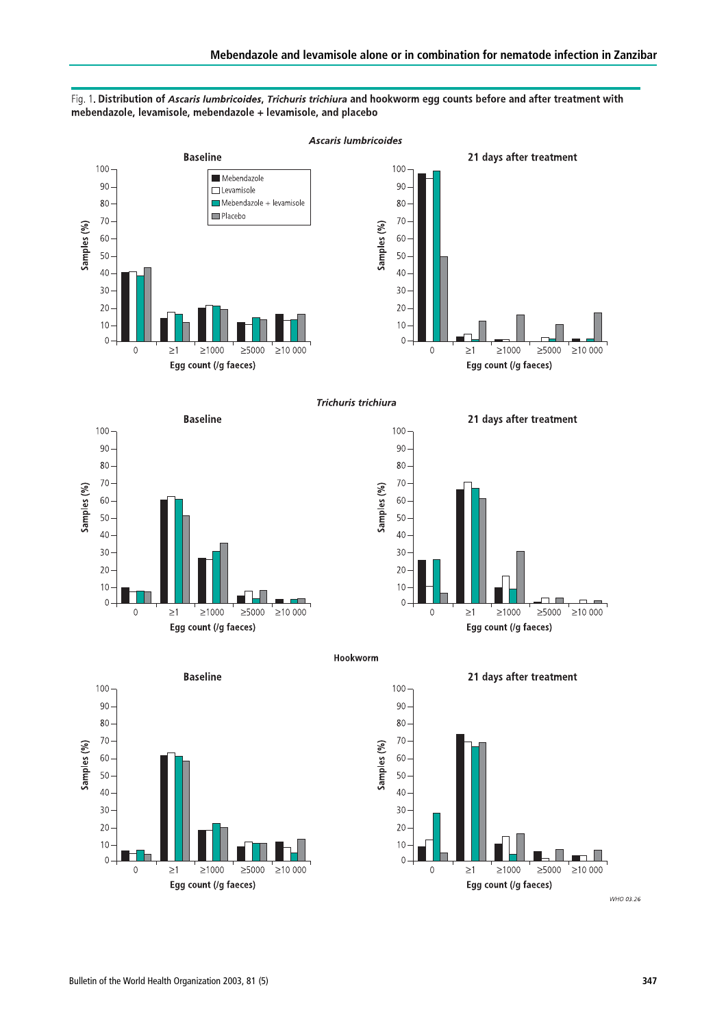Fig. 1. **Distribution of *Ascaris lumbricoides*, *Trichuris trichiura* and hookworm egg counts before and after treatment with mebendazole, levamisole, mebendazole + levamisole, and placebo**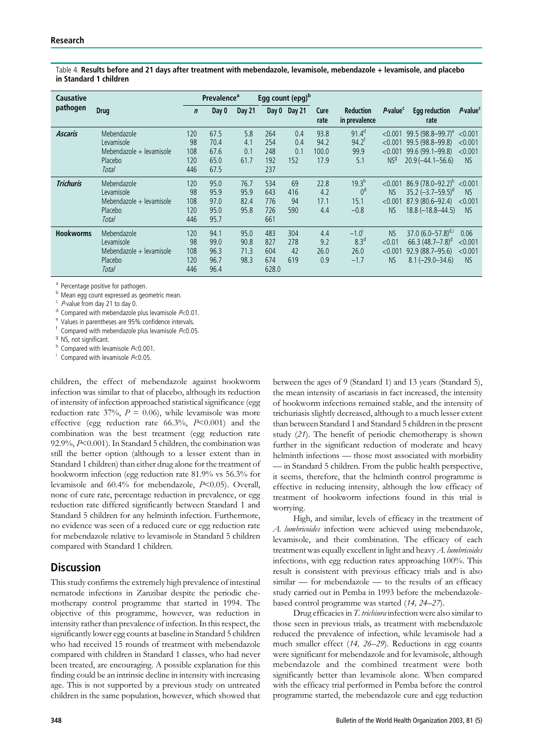Table 4. **Results before and 21 days after treatment with mebendazole, levamisole, mebendazole + levamisole, and placebo in Standard 1 children**

| Causative pathogen | Drug | Prevalence[a] | | | Egg count (epg)[b] | | | | | | | |
|---|---|---|---|---|---|---|---|---|---|---|---|---|
| | | *n* | Day 0 | Day 21 | Day 0 | Day 21 | Cure rate | Reduction in prevalence | *P*-value[c] | Egg reduction rate | *P*-value[c] |
| ***Ascaris*** | Mebendazole | 120 | 67.5 | 5.8 | 264 | 0.4 | 93.8 | 91.4[d] | <0.001 | 99.5 (98.8–99.7)[e] | <0.001 |
| | Levamisole | 98 | 70.4 | 4.1 | 254 | 0.4 | 94.2 | 94.2[f] | <0.001 | 99.5 (98.8–99.8) | <0.001 |
| | Mebendazole + levamisole | 108 | 67.6 | 0.1 | 248 | 0.1 | 100.0 | 99.9 | <0.001 | 99.6 (99.1–99.8) | <0.001 |
| | Placebo | 120 | 65.0 | 61.7 | 192 | 152 | 17.9 | 5.1 | NS[g] | 20.9 (–44.1–56.6) | NS |
| | *Total* | 446 | 67.5 | | 237 | | | | | | |
| ***Trichuris*** | Mebendazole | 120 | 95.0 | 76.7 | 534 | 69 | 22.8 | 19.3[h] | <0.001 | 86.9 (78.0–92.2)[h] | <0.001 |
| | Levamisole | 98 | 95.9 | 95.9 | 643 | 416 | 4.2 | 0[d] | NS | 35.2 (–3.7–59.5)[d] | NS |
| | Mebendazole + levamisole | 108 | 97.0 | 82.4 | 776 | 94 | 17.1 | 15.1 | <0.001 | 87.9 (80.6–92.4) | <0.001 |
| | Placebo | 120 | 95.0 | 95.8 | 726 | 590 | 4.4 | –0.8 | NS | 18.8 (–18.8–44.5) | NS |
| | *Total* | 446 | 95.7 | | 661 | | | | | | |
| **Hookworms** | Mebendazole | 120 | 94.1 | 95.0 | 483 | 304 | 4.4 | –1.0[i] | NS | 37.0 (6.0–57.8)[d,i] | 0.06 |
| | Levamisole | 98 | 99.0 | 90.8 | 827 | 278 | 9.2 | 8.3[d] | <0.01 | 66.3 (48.7–7.8)[d] | <0.001 |
| | Mebendazole + levamisole | 108 | 96.3 | 71.3 | 604 | 42 | 26.0 | 26.0 | <0.001 | 92.9 (88.7–95.6) | <0.001 |
| | Placebo | 120 | 96.7 | 98.3 | 674 | 619 | 0.9 | –1.7 | NS | 8.1 (–29.0–34.6) | NS |
| | *Total* | 446 | 96.4 | | 628.0 | | | | | | |

[a] Percentage positive for pathogen.
[b] Mean egg count expressed as geometric mean.
[c] *P*-value from day 21 to day 0.
[d] Compared with mebendazole plus levamisole $P<0.01$.
[e] Values in parentheses are 95% confidence intervals.
[f] Compared with mebendazole plus levamisole $P<0.05$.
[g] NS, not significant.
[h] Compared with levamisole $P<0.001$.
[i] Compared with levamisole $P<0.05$.

children, the effect of mebendazole against hookworm infection was similar to that of placebo, although its reduction of intensity of infection approached statistical significance (egg reduction rate 37%, $P = 0.06$), while levamisole was more effective (egg reduction rate 66.3%, $P<0.001$) and the combination was the best treatment (egg reduction rate 92.9%, $P<0.001$). In Standard 5 children, the combination was still the better option (although to a lesser extent than in Standard 1 children) than either drug alone for the treatment of hookworm infection (egg reduction rate 81.9% vs 56.3% for levamisole and 60.4% for mebendazole, $P<0.05$). Overall, none of cure rate, percentage reduction in prevalence, or egg reduction rate differed significantly between Standard 1 and Standard 5 children for any helminth infection. Furthermore, no evidence was seen of a reduced cure or egg reduction rate for mebendazole relative to levamisole in Standard 5 children compared with Standard 1 children.

## Discussion

This study confirms the extremely high prevalence of intestinal nematode infections in Zanzibar despite the periodic chemotherapy control programme that started in 1994. The objective of this programme, however, was reduction in intensity rather than prevalence of infection. In this respect, the significantly lower egg counts at baseline in Standard 5 children who had received 15 rounds of treatment with mebendazole compared with children in Standard 1 classes, who had never been treated, are encouraging. A possible explanation for this finding could be an intrinsic decline in intensity with increasing age. This is not supported by a previous study on untreated children in the same population, however, which showed that between the ages of 9 (Standard 1) and 13 years (Standard 5), the mean intensity of ascariasis in fact increased, the intensity of hookworm infections remained stable, and the intensity of trichuriasis slightly decreased, although to a much lesser extent than between Standard 1 and Standard 5 children in the present study (*21*). The benefit of periodic chemotherapy is shown further in the significant reduction of moderate and heavy helminth infections — those most associated with morbidity — in Standard 5 children. From the public health perspective, it seems, therefore, that the helminth control programme is effective in reducing intensity, although the low efficacy of treatment of hookworm infections found in this trial is worrying.

High, and similar, levels of efficacy in the treatment of *A. lumbricoides* infection were achieved using mebendazole, levamisole, and their combination. The efficacy of each treatment was equally excellent in light and heavy *A. lumbricoides* infections, with egg reduction rates approaching 100%. This result is consistent with previous efficacy trials and is also similar — for mebendazole — to the results of an efficacy study carried out in Pemba in 1993 before the mebendazole-based control programme was started (*14, 24–27*).

Drug efficacies in *T. trichiura* infection were also similar to those seen in previous trials, as treatment with mebendazole reduced the prevalence of infection, while levamisole had a much smaller effect (*14, 26–29*). Reductions in egg counts were significant for mebendazole and for levamisole, although mebendazole and the combined treatment were both significantly better than levamisole alone. When compared with the efficacy trial performed in Pemba before the control programme started, the mebendazole cure and egg reduction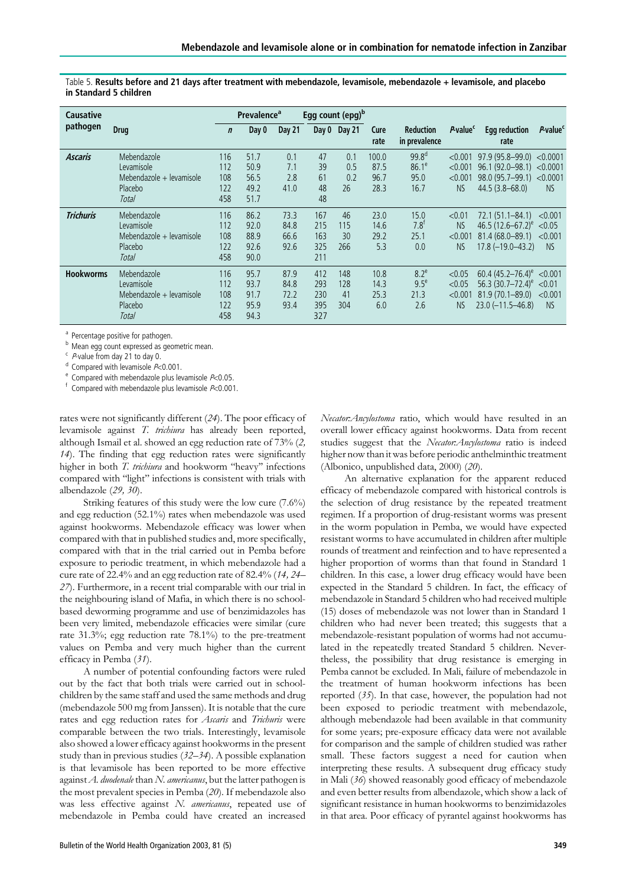Table 5. **Results before and 21 days after treatment with mebendazole, levamisole, mebendazole + levamisole, and placebo in Standard 5 children**

| Causative pathogen | Drug | Prevalence[a] | | | Egg count (epg)[b] | | | | | | |
|---|---|---|---|---|---|---|---|---|---|---|---|
| | | *n* | Day 0 | Day 21 | Day 0 | Day 21 | Cure rate | Reduction in prevalence | *P*-value[c] | Egg reduction rate | *P*-value[c] |
| ***Ascaris*** | Mebendazole | 116 | 51.7 | 0.1 | 47 | 0.1 | 100.0 | 99.8[d] | <0.001 | 97.9 (95.8–99.0) | <0.0001 |
| | Levamisole | 112 | 50.9 | 7.1 | 39 | 0.5 | 87.5 | 86.1[e] | <0.001 | 96.1 (92.0–98.1) | <0.0001 |
| | Mebendazole + levamisole | 108 | 56.5 | 2.8 | 61 | 0.2 | 96.7 | 95.0 | <0.001 | 98.0 (95.7–99.1) | <0.0001 |
| | Placebo | 122 | 49.2 | 41.0 | 48 | 26 | 28.3 | 16.7 | NS | 44.5 (3.8–68.0) | NS |
| | *Total* | 458 | 51.7 | | 48 | | | | | | |
| ***Trichuris*** | Mebendazole | 116 | 86.2 | 73.3 | 167 | 46 | 23.0 | 15.0 | <0.01 | 72.1 (51.1–84.1) | <0.001 |
| | Levamisole | 112 | 92.0 | 84.8 | 215 | 115 | 14.6 | 7.8[f] | NS | 46.5 (12.6–67.2)[e] | <0.05 |
| | Mebendazole + levamisole | 108 | 88.9 | 66.6 | 163 | 30 | 29.2 | 25.1 | <0.001 | 81.4 (68.0–89.1) | <0.001 |
| | Placebo | 122 | 92.6 | 92.6 | 325 | 266 | 5.3 | 0.0 | NS | 17.8 (–19.0–43.2) | NS |
| | *Total* | 458 | 90.0 | | 211 | | | | | | |
| **Hookworms** | Mebendazole | 116 | 95.7 | 87.9 | 412 | 148 | 10.8 | 8.2[e] | <0.05 | 60.4 (45.2–76.4)[e] | <0.001 |
| | Levamisole | 112 | 93.7 | 84.8 | 293 | 128 | 14.3 | 9.5[e] | <0.05 | 56.3 (30.7–72.4)[e] | <0.01 |
| | Mebendazole + levamisole | 108 | 91.7 | 72.2 | 230 | 41 | 25.3 | 21.3 | <0.001 | 81.9 (70.1–89.0) | <0.001 |
| | Placebo | 122 | 95.9 | 93.4 | 395 | 304 | 6.0 | 2.6 | NS | 23.0 (–11.5–46.8) | NS |
| | *Total* | 458 | 94.3 | | 327 | | | | | | |

[a] Percentage positive for pathogen.
[b] Mean egg count expressed as geometric mean.
[c] *P*-value from day 21 to day 0.
[d] Compared with levamisole $P<0.001$.
[e] Compared with mebendazole plus levamisole $P<0.05$.
[f] Compared with mebendazole plus levamisole $P<0.001$.

rates were not significantly different (*24*). The poor efficacy of levamisole against *T. trichiura* has already been reported, although Ismail et al. showed an egg reduction rate of 73% (*2, 14*). The finding that egg reduction rates were significantly higher in both *T. trichiura* and hookworm "heavy" infections compared with "light" infections is consistent with trials with albendazole (*29, 30*).

Striking features of this study were the low cure (7.6%) and egg reduction (52.1%) rates when mebendazole was used against hookworms. Mebendazole efficacy was lower when compared with that in published studies and, more specifically, compared with that in the trial carried out in Pemba before exposure to periodic treatment, in which mebendazole had a cure rate of 22.4% and an egg reduction rate of 82.4% (*14, 24–27*). Furthermore, in a recent trial comparable with our trial in the neighbouring island of Mafia, in which there is no school-based deworming programme and use of benzimidazoles has been very limited, mebendazole efficacies were similar (cure rate 31.3%; egg reduction rate 78.1%) to the pre-treatment values on Pemba and very much higher than the current efficacy in Pemba (*31*).

A number of potential confounding factors were ruled out by the fact that both trials were carried out in schoolchildren by the same staff and used the same methods and drug (mebendazole 500 mg from Janssen). It is notable that the cure rates and egg reduction rates for *Ascaris* and *Trichuris* were comparable between the two trials. Interestingly, levamisole also showed a lower efficacy against hookworms in the present study than in previous studies (*32–34*). A possible explanation is that levamisole has been reported to be more effective against *A. duodenale* than *N. americanus*, but the latter pathogen is the most prevalent species in Pemba (*20*). If mebendazole also was less effective against *N. americanus*, repeated use of mebendazole in Pemba could have created an increased *Necator:Ancylostoma* ratio, which would have resulted in an overall lower efficacy against hookworms. Data from recent studies suggest that the *Necator:Ancylostoma* ratio is indeed higher now than it was before periodic anthelminthic treatment (Albonico, unpublished data, 2000) (*20*).

An alternative explanation for the apparent reduced efficacy of mebendazole compared with historical controls is the selection of drug resistance by the repeated treatment regimen. If a proportion of drug-resistant worms was present in the worm population in Pemba, we would have expected resistant worms to have accumulated in children after multiple rounds of treatment and reinfection and to have represented a higher proportion of worms than that found in Standard 1 children. In this case, a lower drug efficacy would have been expected in the Standard 5 children. In fact, the efficacy of mebendazole in Standard 5 children who had received multiple (15) doses of mebendazole was not lower than in Standard 1 children who had never been treated; this suggests that a mebendazole-resistant population of worms had not accumulated in the repeatedly treated Standard 5 children. Nevertheless, the possibility that drug resistance is emerging in Pemba cannot be excluded. In Mali, failure of mebendazole in the treatment of human hookworm infections has been reported (*35*). In that case, however, the population had not been exposed to periodic treatment with mebendazole, although mebendazole had been available in that community for some years; pre-exposure efficacy data were not available for comparison and the sample of children studied was rather small. These factors suggest a need for caution when interpreting these results. A subsequent drug efficacy study in Mali (*36*) showed reasonably good efficacy of mebendazole and even better results from albendazole, which show a lack of significant resistance in human hookworms to benzimidazoles in that area. Poor efficacy of pyrantel against hookworms has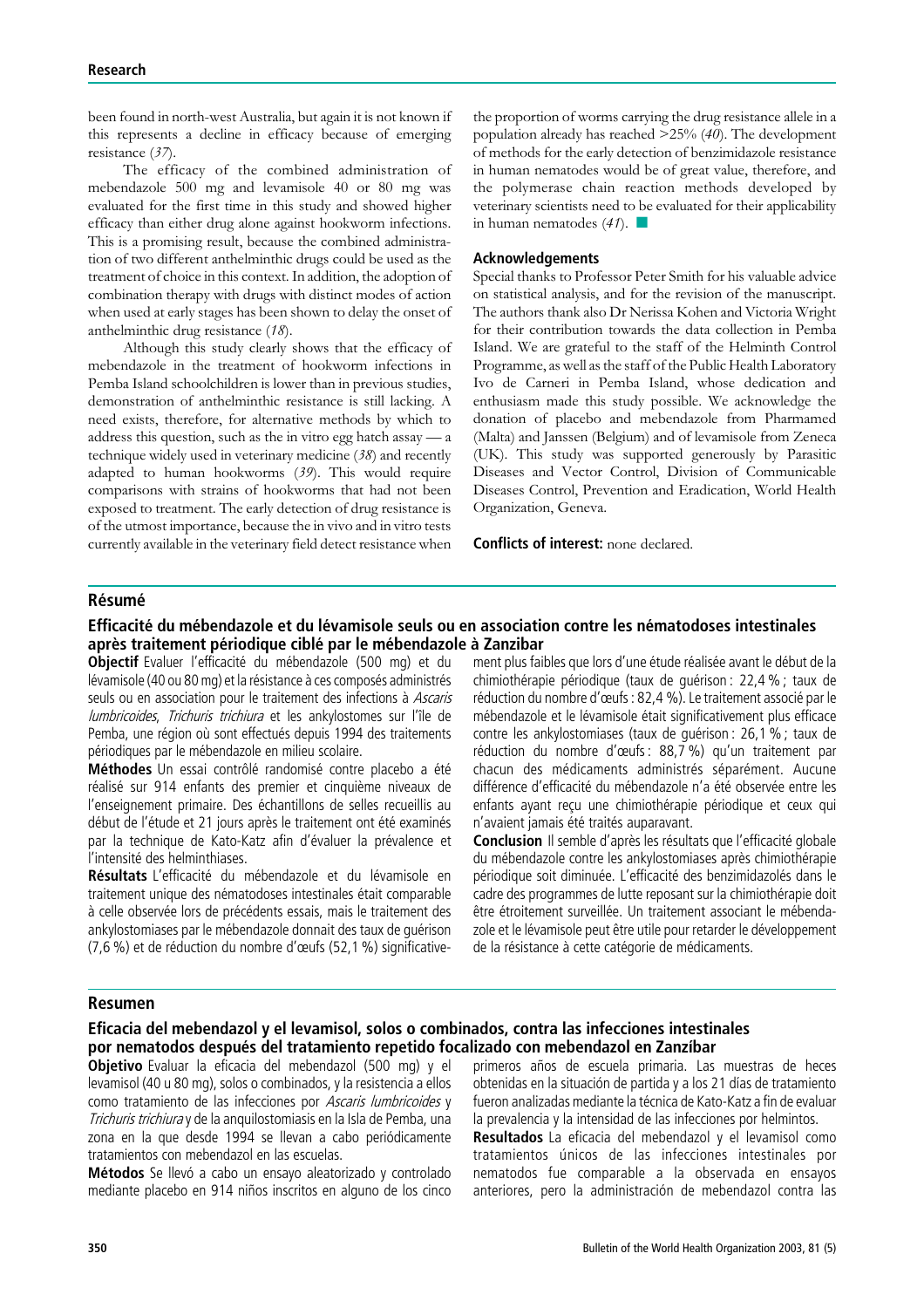been found in north-west Australia, but again it is not known if this represents a decline in efficacy because of emerging resistance (*37*).

The efficacy of the combined administration of mebendazole 500 mg and levamisole 40 or 80 mg was evaluated for the first time in this study and showed higher efficacy than either drug alone against hookworm infections. This is a promising result, because the combined administration of two different anthelminthic drugs could be used as the treatment of choice in this context. In addition, the adoption of combination therapy with drugs with distinct modes of action when used at early stages has been shown to delay the onset of anthelminthic drug resistance (*18*).

Although this study clearly shows that the efficacy of mebendazole in the treatment of hookworm infections in Pemba Island schoolchildren is lower than in previous studies, demonstration of anthelminthic resistance is still lacking. A need exists, therefore, for alternative methods by which to address this question, such as the in vitro egg hatch assay — a technique widely used in veterinary medicine (*38*) and recently adapted to human hookworms (*39*). This would require comparisons with strains of hookworms that had not been exposed to treatment. The early detection of drug resistance is of the utmost importance, because the in vivo and in vitro tests currently available in the veterinary field detect resistance when the proportion of worms carrying the drug resistance allele in a population already has reached >25% (*40*). The development of methods for the early detection of benzimidazole resistance in human nematodes would be of great value, therefore, and the polymerase chain reaction methods developed by veterinary scientists need to be evaluated for their applicability in human nematodes (*41*). ■

### Acknowledgements

Special thanks to Professor Peter Smith for his valuable advice on statistical analysis, and for the revision of the manuscript. The authors thank also Dr Nerissa Kohen and Victoria Wright for their contribution towards the data collection in Pemba Island. We are grateful to the staff of the Helminth Control Programme, as well as the staff of the Public Health Laboratory Ivo de Carneri in Pemba Island, whose dedication and enthusiasm made this study possible. We acknowledge the donation of placebo and mebendazole from Pharmamed (Malta) and Janssen (Belgium) and of levamisole from Zeneca (UK). This study was supported generously by Parasitic Diseases and Vector Control, Division of Communicable Diseases Control, Prevention and Eradication, World Health Organization, Geneva.

**Conflicts of interest:** none declared.

## Résumé

### Efficacité du mébendazole et du lévamisole seuls ou en association contre les nématodoses intestinales après traitement périodique ciblé par le mébendazole à Zanzibar

**Objectif** Evaluer l'efficacité du mébendazole (500 mg) et du lévamisole (40 ou 80 mg) et la résistance à ces composés administrés seuls ou en association pour le traitement des infections à *Ascaris lumbricoides*, *Trichuris trichiura* et les ankylostomes sur l'île de Pemba, une région où sont effectués depuis 1994 des traitements périodiques par le mébendazole en milieu scolaire.

**Méthodes** Un essai contrôlé randomisé contre placebo a été réalisé sur 914 enfants des premier et cinquième niveaux de l'enseignement primaire. Des échantillons de selles recueillis au début de l'étude et 21 jours après le traitement ont été examinés par la technique de Kato-Katz afin d'évaluer la prévalence et l'intensité des helminthiases.

**Résultats** L'efficacité du mébendazole et du lévamisole en traitement unique des nématodoses intestinales était comparable à celle observée lors de précédents essais, mais le traitement des ankylostomiases par le mébendazole donnait des taux de guérison (7,6 %) et de réduction du nombre d'œufs (52,1 %) significativement plus faibles que lors d'une étude réalisée avant le début de la chimiothérapie périodique (taux de guérison : 22,4 % ; taux de réduction du nombre d'œufs : 82,4 %). Le traitement associé par le mébendazole et le lévamisole était significativement plus efficace contre les ankylostomiases (taux de guérison : 26,1 % ; taux de réduction du nombre d'œufs : 88,7 %) qu'un traitement par chacun des médicaments administrés séparément. Aucune différence d'efficacité du mébendazole n'a été observée entre les enfants ayant reçu une chimiothérapie périodique et ceux qui n'avaient jamais été traités auparavant.

**Conclusion** Il semble d'après les résultats que l'efficacité globale du mébendazole contre les ankylostomiases après chimiothérapie périodique soit diminuée. L'efficacité des benzimidazolés dans le cadre des programmes de lutte reposant sur la chimiothérapie doit être étroitement surveillée. Un traitement associant le mébendazole et le lévamisole peut être utile pour retarder le développement de la résistance à cette catégorie de médicaments.

## Resumen

### Eficacia del mebendazol y el levamisol, solos o combinados, contra las infecciones intestinales por nematodos después del tratamiento repetido focalizado con mebendazol en Zanzíbar

**Objetivo** Evaluar la eficacia del mebendazol (500 mg) y el levamisol (40 u 80 mg), solos o combinados, y la resistencia a ellos como tratamiento de las infecciones por *Ascaris lumbricoides* y *Trichuris trichiura* y de la anquilostomiasis en la Isla de Pemba, una zona en la que desde 1994 se llevan a cabo periódicamente tratamientos con mebendazol en las escuelas.

**Métodos** Se llevó a cabo un ensayo aleatorizado y controlado mediante placebo en 914 niños inscritos en alguno de los cinco primeros años de escuela primaria. Las muestras de heces obtenidas en la situación de partida y a los 21 días de tratamiento fueron analizadas mediante la técnica de Kato-Katz a fin de evaluar la prevalencia y la intensidad de las infecciones por helmintos.

**Resultados** La eficacia del mebendazol y el levamisol como tratamientos únicos de las infecciones intestinales por nematodos fue comparable a la observada en ensayos anteriores, pero la administración de mebendazol contra las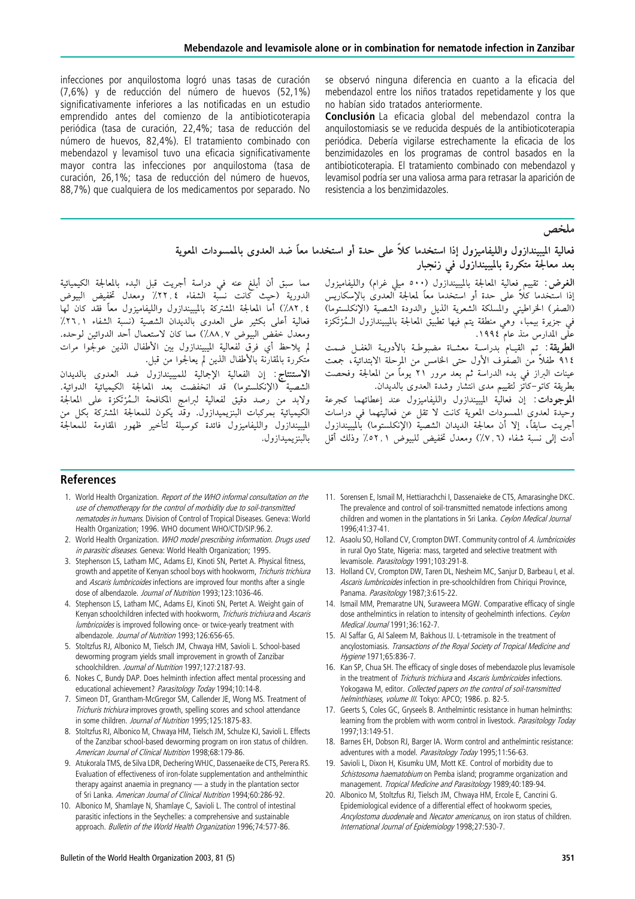infecciones por anquilostoma logró unas tasas de curación (7,6%) y de reducción del número de huevos (52,1%) significativamente inferiores a las notificadas en un estudio emprendido antes del comienzo de la antibioticoterapia periódica (tasa de curación, 22,4%; tasa de reducción del número de huevos, 82,4%). El tratamiento combinado con mebendazol y levamisol tuvo una eficacia significativamente mayor contra las infecciones por anquilostoma (tasa de curación, 26,1%; tasa de reducción del número de huevos, 88,7%) que cualquiera de los medicamentos por separado. No se observó ninguna diferencia en cuanto a la eficacia del mebendazol entre los niños tratados repetidamente y los que no habían sido tratados anteriormente.

**Conclusión** La eficacia global del mebendazol contra la anquilostomiasis se ve reducida después de la antibioticoterapia periódica. Debería vigilarse estrechamente la eficacia de los benzimidazoles en los programas de control basados en la antibioticoterapia. El tratamiento combinado con mebendazol y levamisol podría ser una valiosa arma para retrasar la aparición de resistencia a los benzimidazoles.

## ملخص

### فعالية الميبيندازول والليفاميزول إذا استخدما كلاً على حدة أو استخدما معاً ضد العدوى بالمسودات المعوية بعد معالجة متكررة بالميبيندازول في زنجبار

**الغرض:** تقييم فعالية المعالجة بالميبيندازول (٥٠٠ ميلي غرام) والليفاميزول إذا استخدما كلاً على حدة أو استخدما معاً لمعالجة العدوى بالإسكاريس (الصفر) الخراطيني والمسلكة الشعرية الذيل والدودة الشصية (الإنكلستوما) في جزيرة بيمبا، وهي منطقة يتم فيها تطبيق المعالجة بالميبيندازول المُرْتكزة على المدارس منذ عام ١٩٩٤.

**الطريقة:** تم القيام بدراسة معشاة مضبوطة بالأدوية الغفل ضمت ٩١٤ طفلاً من الصفوف الأول حتى الخامس من المرحلة الابتدائية، جمعت عينات البراز في بدء الدراسة ثم بعد مرور ٢١ يوماً من المعالجة وفحصت بطريقة كاتو-كاتز لتقييم مدى انتشار وشدة العدوى بالديدان.

**الموجودات:** إن فعالية الميبيندازول والليفاميزول عند إعطائهما كجرعة وحيدة لعدوى المسودات المعوية كانت لا تقل عن فعاليتهما في دراسات أجريت سابقاً، إلا أن معالجة الديدان الشصية (الإنكلستوما) بالميبيندازول أدت إلى نسبة شفاء (٧,٦٪) ومعدل تخفيض للبيوض ٥٢,١٪ وذلك أقل مما سبق أن أبلغ عنه في دراسة أجريت قبل البدء بالمعالجة الكيميائية الدورية (حيث كانت نسبة الشفاء ٢٢,٤٪ ومعدل تخفيض البيوض ٨٢,٤٪) أما المعالجة المشتركة بالميبيندازول والليفاميزول معاً فقد كان لها فعالية أعلى بكثير على العدوى بالديدان الشصية (نسبة الشفاء ٢٦,١٪ ومعدل خفض البيوض ٨٨,٧٪) مما كان لاستعمال أحد الدوائين لوحده. لم يلاحظ أي فرق لفعالية الميبيندازول بين الأطفال الذين عولجوا مرات متكررة بالمقارنة بالأطفال الذين لم يعالجوا من قبل.

**الاستنتاج:** إن الفعالية الإجمالية للميبيندازول ضد العدوى بالديدان الشصية (الإنكلستوما) قد انخفضت بعد المعالجة الكيميائية الدوائية. ولابد من رصد دقيق لفعالية لبرامج المكافحة المُرْتكزة على المعالجة الكيميائية بمركبات البنزيميدازول. وقد يكون للمعالجة المشتركة بكل من الميبيندازول والليفاميزول فائدة كوسيلة لتأخير ظهور المقاومة للمعالجة بالبنزيميدازول.

## References

1. World Health Organization. *Report of the WHO informal consultation on the use of chemotherapy for the control of morbidity due to soil-transmitted nematodes in humans.* Division of Control of Tropical Diseases. Geneva: World Health Organization; 1996. WHO document WHO/CTD/SIP.96.2.
2. World Health Organization. *WHO model prescribing information. Drugs used in parasitic diseases.* Geneva: World Health Organization; 1995.
3. Stephenson LS, Latham MC, Adams EJ, Kinoti SN, Pertet A. Physical fitness, growth and appetite of Kenyan school boys with hookworm, *Trichuris trichiura* and *Ascaris lumbricoides* infections are improved four months after a single dose of albendazole. *Journal of Nutrition* 1993;123:1036-46.
4. Stephenson LS, Latham MC, Adams EJ, Kinoti SN, Pertet A. Weight gain of Kenyan schoolchildren infected with hookworm, *Trichuris trichiura* and *Ascaris lumbricoides* is improved following once- or twice-yearly treatment with albendazole. *Journal of Nutrition* 1993;126:656-65.
5. Stoltzfus RJ, Albonico M, Tielsch JM, Chwaya HM, Savioli L. School-based deworming program yields small improvement in growth of Zanzibar schoolchildren. *Journal of Nutrition* 1997;127:2187-93.
6. Nokes C, Bundy DAP. Does helminth infection affect mental processing and educational achievement? *Parasitology Today* 1994;10:14-8.
7. Simeon DT, Grantham-McGregor SM, Callender JE, Wong MS. Treatment of *Trichuris trichiura* improves growth, spelling scores and school attendance in some children. *Journal of Nutrition* 1995;125:1875-83.
8. Stoltzfus RJ, Albonico M, Chwaya HM, Tielsch JM, Schulze KJ, Savioli L. Effects of the Zanzibar school-based deworming program on iron status of children. *American Journal of Clinical Nutrition* 1998;68:179-86.
9. Atukorala TMS, de Silva LDR, Dechering WHJC, Dassenaeike de CTS, Perera RS. Evaluation of effectiveness of iron-folate supplementation and anthelminthic therapy against anaemia in pregnancy — a study in the plantation sector of Sri Lanka. *American Journal of Clinical Nutrition* 1994;60:286-92.
10. Albonico M, Shamlaye N, Shamlaye C, Savioli L. The control of intestinal parasitic infections in the Seychelles: a comprehensive and sustainable approach. *Bulletin of the World Health Organization* 1996;74:577-86.
11. Sorensen E, Ismail M, Hettiarachchi I, Dassenaieke de CTS, Amarasinghe DKC. The prevalence and control of soil-transmitted nematode infections among children and women in the plantations in Sri Lanka. *Ceylon Medical Journal* 1996;41:37-41.
12. Asaolu SO, Holland CV, Crompton DWT. Community control of *A. lumbricoides* in rural Oyo State, Nigeria: mass, targeted and selective treatment with levamisole. *Parasitology* 1991;103:291-8.
13. Holland CV, Crompton DW, Taren DL, Nesheim MC, Sanjur D, Barbeau I, et al. *Ascaris lumbricoides* infection in pre-schoolchildren from Chiriqui Province, Panama. *Parasitology* 1987;3:615-22.
14. Ismail MM, Premaratne UN, Suraweera MGW. Comparative efficacy of single dose anthelmintics in relation to intensity of geohelminth infections. *Ceylon Medical Journal* 1991;36:162-7.
15. Al Saffar G, Al Saleem M, Bakhous IJ. L-tetramisole in the treatment of ancylostomiasis. *Transactions of the Royal Society of Tropical Medicine and Hygiene* 1971;65:836-7.
16. Kan SP, Chua SH. The efficacy of single doses of mebendazole plus levamisole in the treatment of *Trichuris trichiura* and *Ascaris lumbricoides* infections. Yokogawa M, editor. *Collected papers on the control of soil-transmitted helminthiases, volume III.* Tokyo: APCO; 1986. p. 82-5.
17. Geerts S, Coles GC, Gryseels B. Anthelmintic resistance in human helminths: learning from the problem with worm control in livestock. *Parasitology Today* 1997;13:149-51.
18. Barnes EH, Dobson RJ, Barger IA. Worm control and anthelmintic resistance: adventures with a model. *Parasitology Today* 1995;11:56-63.
19. Savioli L, Dixon H, Kisumku UM, Mott KE. Control of morbidity due to *Schistosoma haematobium* on Pemba island; programme organization and management. *Tropical Medicine and Parasitology* 1989;40:189-94.
20. Albonico M, Stoltzfus RJ, Tielsch JM, Chwaya HM, Ercole E, Cancrini G. Epidemiological evidence of a differential effect of hookworm species, *Ancylostoma duodenale* and *Necator americanus*, on iron status of children. *International Journal of Epidemiology* 1998;27:530-7.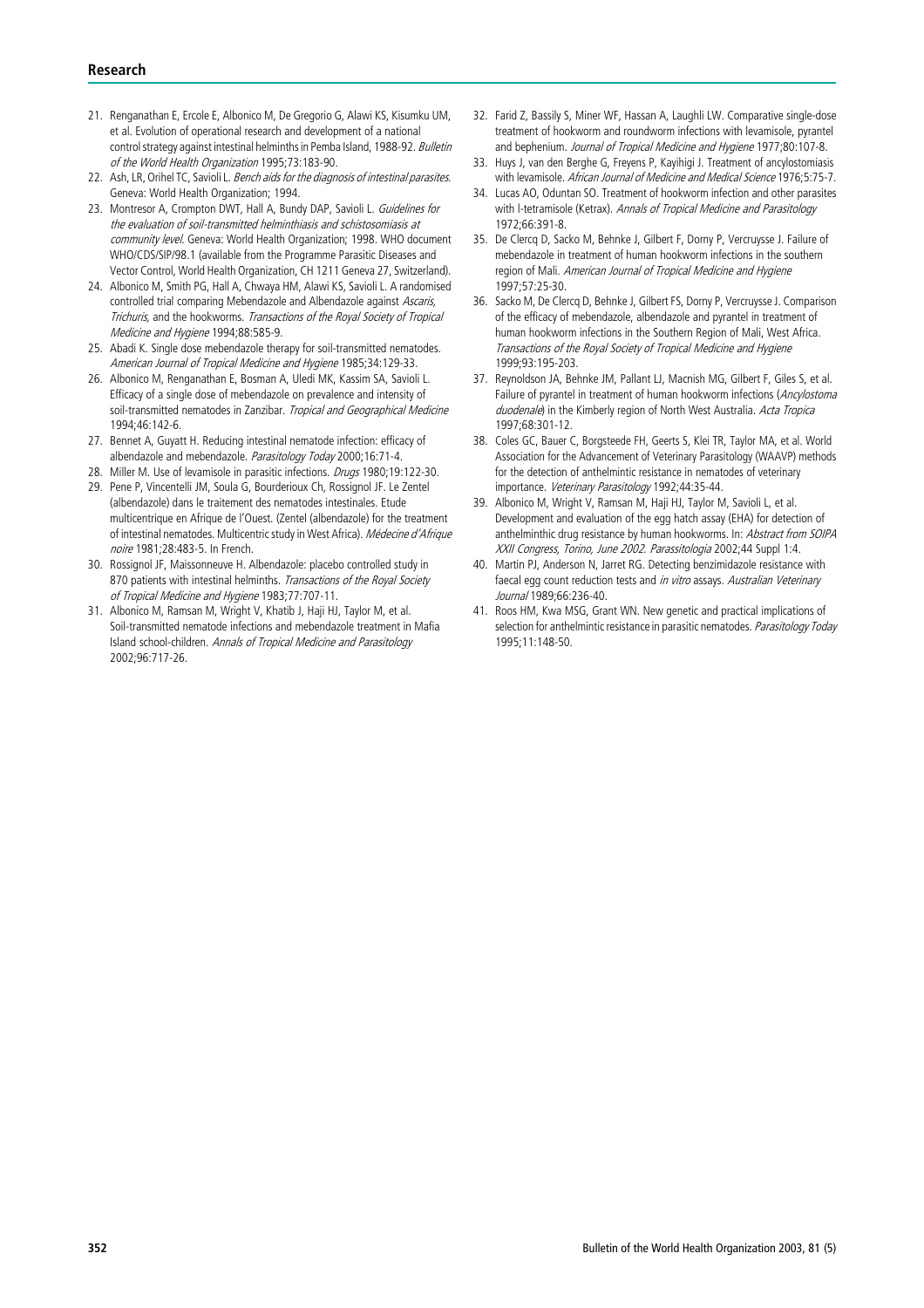21. Renganathan E, Ercole E, Albonico M, De Gregorio G, Alawi KS, Kisumku UM, et al. Evolution of operational research and development of a national control strategy against intestinal helminths in Pemba Island, 1988-92. *Bulletin of the World Health Organization* 1995;73:183-90.
22. Ash, LR, Orihel TC, Savioli L. *Bench aids for the diagnosis of intestinal parasites*. Geneva: World Health Organization; 1994.
23. Montresor A, Crompton DWT, Hall A, Bundy DAP, Savioli L. *Guidelines for the evaluation of soil-transmitted helminthiasis and schistosomiasis at community level.* Geneva: World Health Organization; 1998. WHO document WHO/CDS/SIP/98.1 (available from the Programme Parasitic Diseases and Vector Control, World Health Organization, CH 1211 Geneva 27, Switzerland).
24. Albonico M, Smith PG, Hall A, Chwaya HM, Alawi KS, Savioli L. A randomised controlled trial comparing Mebendazole and Albendazole against *Ascaris, Trichuris,* and the hookworms. *Transactions of the Royal Society of Tropical Medicine and Hygiene* 1994;88:585-9.
25. Abadi K. Single dose mebendazole therapy for soil-transmitted nematodes. *American Journal of Tropical Medicine and Hygiene* 1985;34:129-33.
26. Albonico M, Renganathan E, Bosman A, Uledi MK, Kassim SA, Savioli L. Efficacy of a single dose of mebendazole on prevalence and intensity of soil-transmitted nematodes in Zanzibar. *Tropical and Geographical Medicine* 1994;46:142-6.
27. Bennet A, Guyatt H. Reducing intestinal nematode infection: efficacy of albendazole and mebendazole. *Parasitology Today* 2000;16:71-4.
28. Miller M. Use of levamisole in parasitic infections. *Drugs* 1980;19:122-30.
29. Pene P, Vincentelli JM, Soula G, Bourderioux Ch, Rossignol JF. Le Zentel (albendazole) dans le traitement des nematodes intestinales. Etude multicentrique en Afrique de l'Ouest. (Zentel (albendazole) for the treatment of intestinal nematodes. Multicentric study in West Africa). *Médecine d'Afrique noire* 1981;28:483-5. In French.
30. Rossignol JF, Maissonneuve H. Albendazole: placebo controlled study in 870 patients with intestinal helminths. *Transactions of the Royal Society of Tropical Medicine and Hygiene* 1983;77:707-11.
31. Albonico M, Ramsan M, Wright V, Khatib J, Haji HJ, Taylor M, et al. Soil-transmitted nematode infections and mebendazole treatment in Mafia Island school-children. *Annals of Tropical Medicine and Parasitology* 2002;96:717-26.
32. Farid Z, Bassily S, Miner WF, Hassan A, Laughli LW. Comparative single-dose treatment of hookworm and roundworm infections with levamisole, pyrantel and bephenium. *Journal of Tropical Medicine and Hygiene* 1977;80:107-8.
33. Huys J, van den Berghe G, Freyens P, Kayihigi J. Treatment of ancylostomiasis with levamisole. *African Journal of Medicine and Medical Science* 1976;5:75-7.
34. Lucas AO, Oduntan SO. Treatment of hookworm infection and other parasites with l-tetramisole (Ketrax). *Annals of Tropical Medicine and Parasitology* 1972;66:391-8.
35. De Clercq D, Sacko M, Behnke J, Gilbert F, Dorny P, Vercruysse J. Failure of mebendazole in treatment of human hookworm infections in the southern region of Mali. *American Journal of Tropical Medicine and Hygiene* 1997;57:25-30.
36. Sacko M, De Clercq D, Behnke J, Gilbert FS, Dorny P, Vercruysse J. Comparison of the efficacy of mebendazole, albendazole and pyrantel in treatment of human hookworm infections in the Southern Region of Mali, West Africa. *Transactions of the Royal Society of Tropical Medicine and Hygiene* 1999;93:195-203.
37. Reynoldson JA, Behnke JM, Pallant LJ, Macnish MG, Gilbert F, Giles S, et al. Failure of pyrantel in treatment of human hookworm infections (*Ancylostoma duodenale*) in the Kimberly region of North West Australia. *Acta Tropica* 1997;68:301-12.
38. Coles GC, Bauer C, Borgsteede FH, Geerts S, Klei TR, Taylor MA, et al. World Association for the Advancement of Veterinary Parasitology (WAAVP) methods for the detection of anthelmintic resistance in nematodes of veterinary importance. *Veterinary Parasitology* 1992;44:35-44.
39. Albonico M, Wright V, Ramsan M, Haji HJ, Taylor M, Savioli L, et al. Development and evaluation of the egg hatch assay (EHA) for detection of anthelminthic drug resistance by human hookworms. In: *Abstract from SOIPA XXII Congress, Torino, June 2002*. *Parassitologia* 2002;44 Suppl 1:4.
40. Martin PJ, Anderson N, Jarret RG. Detecting benzimidazole resistance with faecal egg count reduction tests and *in vitro* assays. *Australian Veterinary Journal* 1989;66:236-40.
41. Roos HM, Kwa MSG, Grant WN. New genetic and practical implications of selection for anthelmintic resistance in parasitic nematodes. *Parasitology Today* 1995;11:148-50.